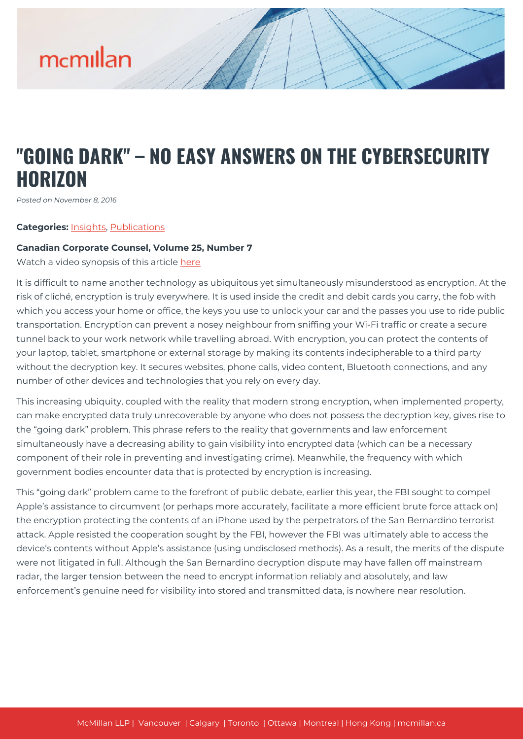# "GOING DARK" – NO EASY ANSWERS ON THE CYBERSECURITY HORIZON

*Posted on November 8, 2016*

**Categories:** Insights, Publications

**Canadian Corporate Counsel, Volume 25, Number 7**

Watch a video synopsis of this article here

It is difficult to name another technology as ubiquitous yet simultaneously misunderstood as encryption. At the risk of cliché, encryption is truly everywhere. It is used inside the credit and debit cards you carry, the fob with which you access your home or office, the keys you use to unlock your car and the passes you use to ride public transportation. Encryption can prevent a nosey neighbour from sniffing your Wi-Fi traffic or create a secure tunnel back to your work network while travelling abroad. With encryption, you can protect the contents of your laptop, tablet, smartphone or external storage by making its contents indecipherable to a third party without the decryption key. It secures websites, phone calls, video content, Bluetooth connections, and any number of other devices and technologies that you rely on every day.

This increasing ubiquity, coupled with the reality that modern strong encryption, when implemented property, can make encrypted data truly unrecoverable by anyone who does not possess the decryption key, gives rise to the "going dark" problem. This phrase refers to the reality that governments and law enforcement simultaneously have a decreasing ability to gain visibility into encrypted data (which can be a necessary component of their role in preventing and investigating crime). Meanwhile, the frequency with which government bodies encounter data that is protected by encryption is increasing.

This "going dark" problem came to the forefront of public debate, earlier this year, the FBI sought to compel Apple's assistance to circumvent (or perhaps more accurately, facilitate a more efficient brute force attack on) the encryption protecting the contents of an iPhone used by the perpetrators of the San Bernardino terrorist attack. Apple resisted the cooperation sought by the FBI, however the FBI was ultimately able to access the device's contents without Apple's assistance (using undisclosed methods). As a result, the merits of the dispute were not litigated in full. Although the San Bernardino decryption dispute may have fallen off mainstream radar, the larger tension between the need to encrypt information reliably and absolutely, and law enforcement's genuine need for visibility into stored and transmitted data, is nowhere near resolution.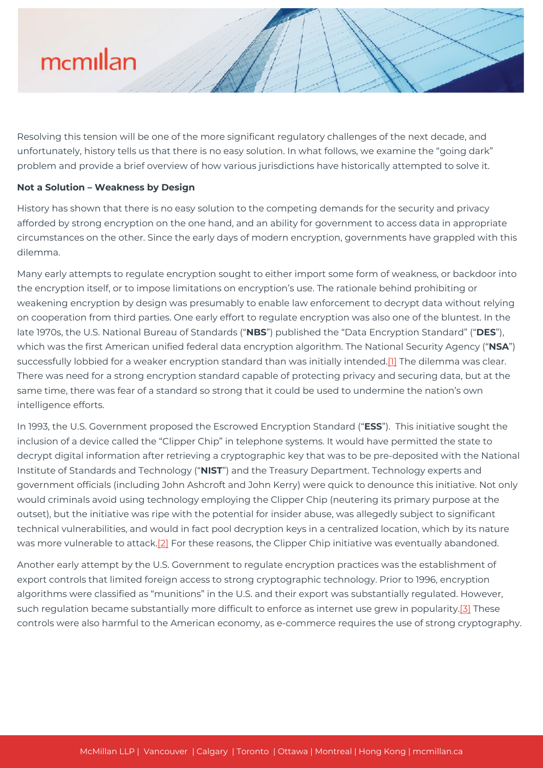Resolving this tension will be one of the more significant regulatory challenges of the next decade, and unfortunately, history tells us that there is no easy solution. In what follows, we examine the "going dark" problem and provide a brief overview of how various jurisdictions have historically attempted to solve it.

**Not a Solution – Weakness by Design**

History has shown that there is no easy solution to the competing demands for the security and privacy afforded by strong encryption on the one hand, and an ability for government to access data in appropriate circumstances on the other. Since the early days of modern encryption, governments have grappled with this dilemma.

Many early attempts to regulate encryption sought to either import some form of weakness, or backdoor into the encryption itself, or to impose limitations on encryption's use. The rationale behind prohibiting or weakening encryption by design was presumably to enable law enforcement to decrypt data without relying on cooperation from third parties. One early effort to regulate encryption was also one of the bluntest. In the late 1970s, the U.S. National Bureau of Standards ("**NBS**") published the "Data Encryption Standard" ("**DES**"), which was the first American unified federal data encryption algorithm. The National Security Agency ("**NSA**") successfully lobbied for a weaker encryption standard than was initially intended.[1] The dilemma was clear. There was need for a strong encryption standard capable of protecting privacy and securing data, but at the same time, there was fear of a standard so strong that it could be used to undermine the nation's own intelligence efforts.

In 1993, the U.S. Government proposed the Escrowed Encryption Standard ("**ESS**"). This initiative sought the inclusion of a device called the "Clipper Chip" in telephone systems. It would have permitted the state to decrypt digital information after retrieving a cryptographic key that was to be pre-deposited with the National Institute of Standards and Technology ("**NIST**") and the Treasury Department. Technology experts and government officials (including John Ashcroft and John Kerry) were quick to denounce this initiative. Not only would criminals avoid using technology employing the Clipper Chip (neutering its primary purpose at the outset), but the initiative was ripe with the potential for insider abuse, was allegedly subject to significant technical vulnerabilities, and would in fact pool decryption keys in a centralized location, which by its nature was more vulnerable to attack.[2] For these reasons, the Clipper Chip initiative was eventually abandoned.

Another early attempt by the U.S. Government to regulate encryption practices was the establishment of export controls that limited foreign access to strong cryptographic technology. Prior to 1996, encryption algorithms were classified as "munitions" in the U.S. and their export was substantially regulated. However, such regulation became substantially more difficult to enforce as internet use grew in popularity.[3] These controls were also harmful to the American economy, as e-commerce requires the use of strong cryptography.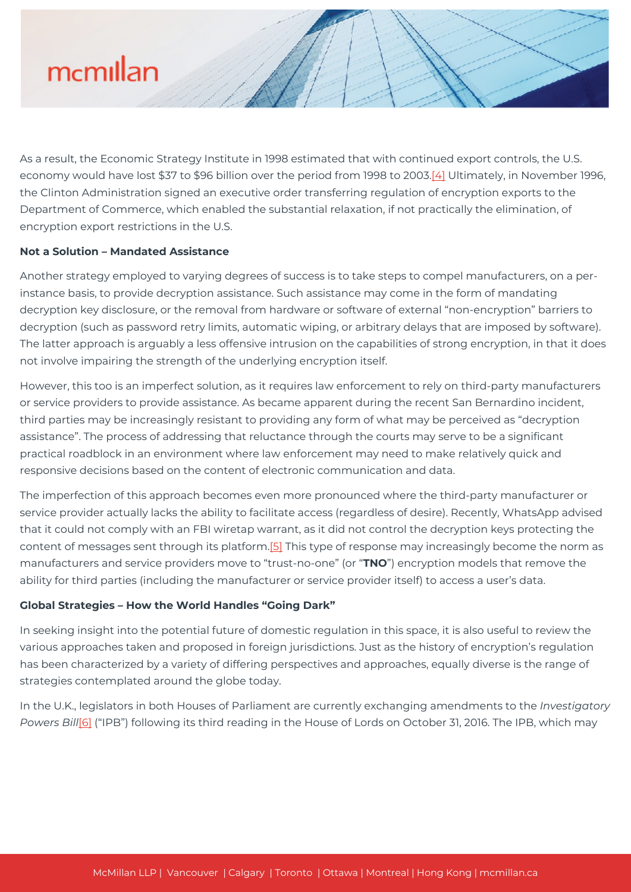As a result, the Economic Strategy Institute in 1998 estimated that with continued export controls, the U.S. economy would have lost $37 to $96 billion over the period from 1998 to 2003.[4] Ultimately, in November 1996, the Clinton Administration signed an executive order transferring regulation of encryption exports to the Department of Commerce, which enabled the substantial relaxation, if not practically the elimination, of encryption export restrictions in the U.S.

**Not a Solution – Mandated Assistance**

Another strategy employed to varying degrees of success is to take steps to compel manufacturers, on a per-instance basis, to provide decryption assistance. Such assistance may come in the form of mandating decryption key disclosure, or the removal from hardware or software of external "non-encryption" barriers to decryption (such as password retry limits, automatic wiping, or arbitrary delays that are imposed by software). The latter approach is arguably a less offensive intrusion on the capabilities of strong encryption, in that it does not involve impairing the strength of the underlying encryption itself.

However, this too is an imperfect solution, as it requires law enforcement to rely on third-party manufacturers or service providers to provide assistance. As became apparent during the recent San Bernardino incident, third parties may be increasingly resistant to providing any form of what may be perceived as "decryption assistance". The process of addressing that reluctance through the courts may serve to be a significant practical roadblock in an environment where law enforcement may need to make relatively quick and responsive decisions based on the content of electronic communication and data.

The imperfection of this approach becomes even more pronounced where the third-party manufacturer or service provider actually lacks the ability to facilitate access (regardless of desire). Recently, WhatsApp advised that it could not comply with an FBI wiretap warrant, as it did not control the decryption keys protecting the content of messages sent through its platform.[5] This type of response may increasingly become the norm as manufacturers and service providers move to "trust-no-one" (or "**TNO**") encryption models that remove the ability for third parties (including the manufacturer or service provider itself) to access a user's data.

**Global Strategies – How the World Handles "Going Dark"**

In seeking insight into the potential future of domestic regulation in this space, it is also useful to review the various approaches taken and proposed in foreign jurisdictions. Just as the history of encryption's regulation has been characterized by a variety of differing perspectives and approaches, equally diverse is the range of strategies contemplated around the globe today.

In the U.K., legislators in both Houses of Parliament are currently exchanging amendments to the *Investigatory Powers Bill*[6] ("IPB") following its third reading in the House of Lords on October 31, 2016. The IPB, which may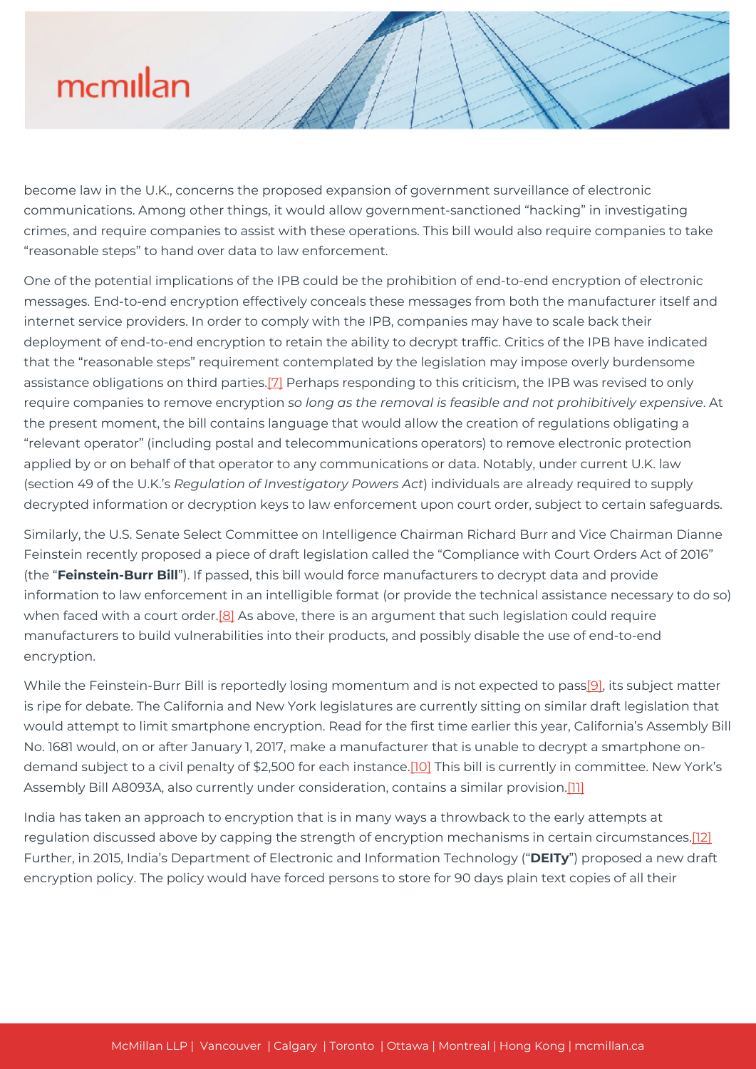become law in the U.K., concerns the proposed expansion of government surveillance of electronic communications. Among other things, it would allow government-sanctioned "hacking" in investigating crimes, and require companies to assist with these operations. This bill would also require companies to take "reasonable steps" to hand over data to law enforcement.

One of the potential implications of the IPB could be the prohibition of end-to-end encryption of electronic messages. End-to-end encryption effectively conceals these messages from both the manufacturer itself and internet service providers. In order to comply with the IPB, companies may have to scale back their deployment of end-to-end encryption to retain the ability to decrypt traffic. Critics of the IPB have indicated that the "reasonable steps" requirement contemplated by the legislation may impose overly burdensome assistance obligations on third parties.[7] Perhaps responding to this criticism, the IPB was revised to only require companies to remove encryption *so long as the removal is feasible and not prohibitively expensive*. At the present moment, the bill contains language that would allow the creation of regulations obligating a "relevant operator" (including postal and telecommunications operators) to remove electronic protection applied by or on behalf of that operator to any communications or data. Notably, under current U.K. law (section 49 of the U.K.'s *Regulation of Investigatory Powers Act*) individuals are already required to supply decrypted information or decryption keys to law enforcement upon court order, subject to certain safeguards.

Similarly, the U.S. Senate Select Committee on Intelligence Chairman Richard Burr and Vice Chairman Dianne Feinstein recently proposed a piece of draft legislation called the "Compliance with Court Orders Act of 2016" (the "**Feinstein-Burr Bill**"). If passed, this bill would force manufacturers to decrypt data and provide information to law enforcement in an intelligible format (or provide the technical assistance necessary to do so) when faced with a court order.[8] As above, there is an argument that such legislation could require manufacturers to build vulnerabilities into their products, and possibly disable the use of end-to-end encryption.

While the Feinstein-Burr Bill is reportedly losing momentum and is not expected to pass[9], its subject matter is ripe for debate. The California and New York legislatures are currently sitting on similar draft legislation that would attempt to limit smartphone encryption. Read for the first time earlier this year, California's Assembly Bill No. 1681 would, on or after January 1, 2017, make a manufacturer that is unable to decrypt a smartphone on-demand subject to a civil penalty of $2,500 for each instance.[10] This bill is currently in committee. New York's Assembly Bill A8093A, also currently under consideration, contains a similar provision.[11]

India has taken an approach to encryption that is in many ways a throwback to the early attempts at regulation discussed above by capping the strength of encryption mechanisms in certain circumstances.[12] Further, in 2015, India's Department of Electronic and Information Technology ("**DEITy**") proposed a new draft encryption policy. The policy would have forced persons to store for 90 days plain text copies of all their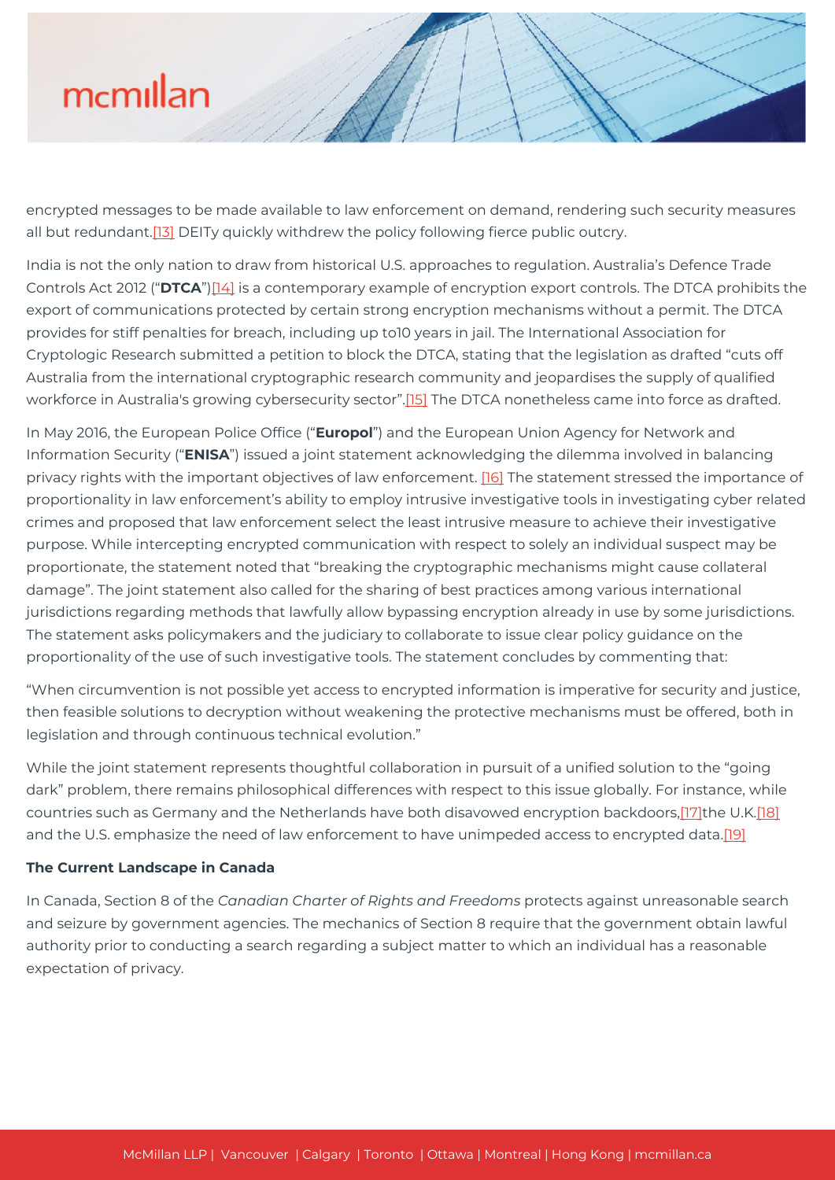encrypted messages to be made available to law enforcement on demand, rendering such security measures all but redundant.[13] DEITy quickly withdrew the policy following fierce public outcry.

India is not the only nation to draw from historical U.S. approaches to regulation. Australia's Defence Trade Controls Act 2012 ("**DTCA**")[14] is a contemporary example of encryption export controls. The DTCA prohibits the export of communications protected by certain strong encryption mechanisms without a permit. The DTCA provides for stiff penalties for breach, including up to10 years in jail. The International Association for Cryptologic Research submitted a petition to block the DTCA, stating that the legislation as drafted "cuts off Australia from the international cryptographic research community and jeopardises the supply of qualified workforce in Australia's growing cybersecurity sector".[15] The DTCA nonetheless came into force as drafted.

In May 2016, the European Police Office ("**Europol**") and the European Union Agency for Network and Information Security ("**ENISA**") issued a joint statement acknowledging the dilemma involved in balancing privacy rights with the important objectives of law enforcement. [16] The statement stressed the importance of proportionality in law enforcement's ability to employ intrusive investigative tools in investigating cyber related crimes and proposed that law enforcement select the least intrusive measure to achieve their investigative purpose. While intercepting encrypted communication with respect to solely an individual suspect may be proportionate, the statement noted that "breaking the cryptographic mechanisms might cause collateral damage". The joint statement also called for the sharing of best practices among various international jurisdictions regarding methods that lawfully allow bypassing encryption already in use by some jurisdictions. The statement asks policymakers and the judiciary to collaborate to issue clear policy guidance on the proportionality of the use of such investigative tools. The statement concludes by commenting that:

"When circumvention is not possible yet access to encrypted information is imperative for security and justice, then feasible solutions to decryption without weakening the protective mechanisms must be offered, both in legislation and through continuous technical evolution."

While the joint statement represents thoughtful collaboration in pursuit of a unified solution to the "going dark" problem, there remains philosophical differences with respect to this issue globally. For instance, while countries such as Germany and the Netherlands have both disavowed encryption backdoors,[17]the U.K.[18] and the U.S. emphasize the need of law enforcement to have unimpeded access to encrypted data.[19]

### The Current Landscape in Canada

In Canada, Section 8 of the *Canadian Charter of Rights and Freedoms* protects against unreasonable search and seizure by government agencies. The mechanics of Section 8 require that the government obtain lawful authority prior to conducting a search regarding a subject matter to which an individual has a reasonable expectation of privacy.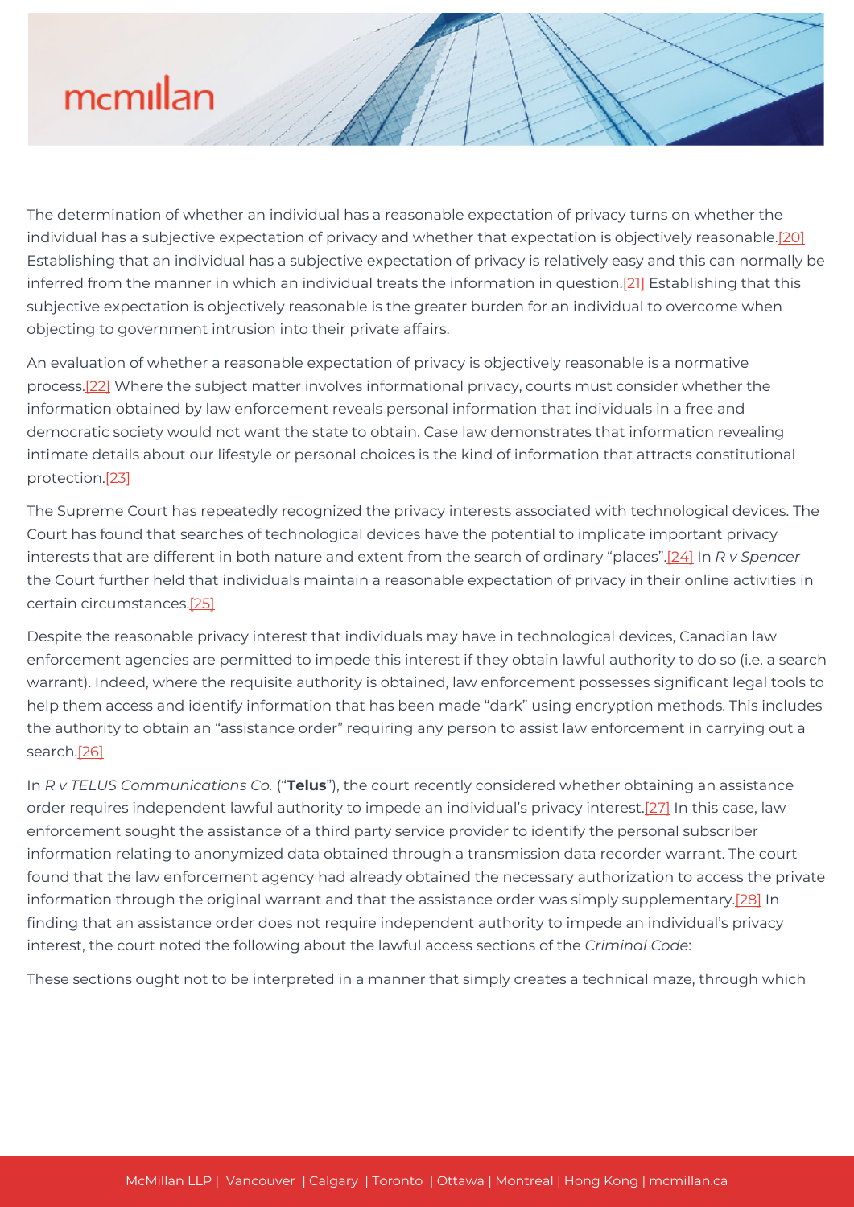The determination of whether an individual has a reasonable expectation of privacy turns on whether the individual has a subjective expectation of privacy and whether that expectation is objectively reasonable.[20] Establishing that an individual has a subjective expectation of privacy is relatively easy and this can normally be inferred from the manner in which an individual treats the information in question.[21] Establishing that this subjective expectation is objectively reasonable is the greater burden for an individual to overcome when objecting to government intrusion into their private affairs.

An evaluation of whether a reasonable expectation of privacy is objectively reasonable is a normative process.[22] Where the subject matter involves informational privacy, courts must consider whether the information obtained by law enforcement reveals personal information that individuals in a free and democratic society would not want the state to obtain. Case law demonstrates that information revealing intimate details about our lifestyle or personal choices is the kind of information that attracts constitutional protection.[23]

The Supreme Court has repeatedly recognized the privacy interests associated with technological devices. The Court has found that searches of technological devices have the potential to implicate important privacy interests that are different in both nature and extent from the search of ordinary "places".[24] In *R v Spencer* the Court further held that individuals maintain a reasonable expectation of privacy in their online activities in certain circumstances.[25]

Despite the reasonable privacy interest that individuals may have in technological devices, Canadian law enforcement agencies are permitted to impede this interest if they obtain lawful authority to do so (i.e. a search warrant). Indeed, where the requisite authority is obtained, law enforcement possesses significant legal tools to help them access and identify information that has been made "dark" using encryption methods. This includes the authority to obtain an "assistance order" requiring any person to assist law enforcement in carrying out a search.[26]

In *R v TELUS Communications Co.* ("**Telus**"), the court recently considered whether obtaining an assistance order requires independent lawful authority to impede an individual's privacy interest.[27] In this case, law enforcement sought the assistance of a third party service provider to identify the personal subscriber information relating to anonymized data obtained through a transmission data recorder warrant. The court found that the law enforcement agency had already obtained the necessary authorization to access the private information through the original warrant and that the assistance order was simply supplementary.[28] In finding that an assistance order does not require independent authority to impede an individual's privacy interest, the court noted the following about the lawful access sections of the *Criminal Code*:

These sections ought not to be interpreted in a manner that simply creates a technical maze, through which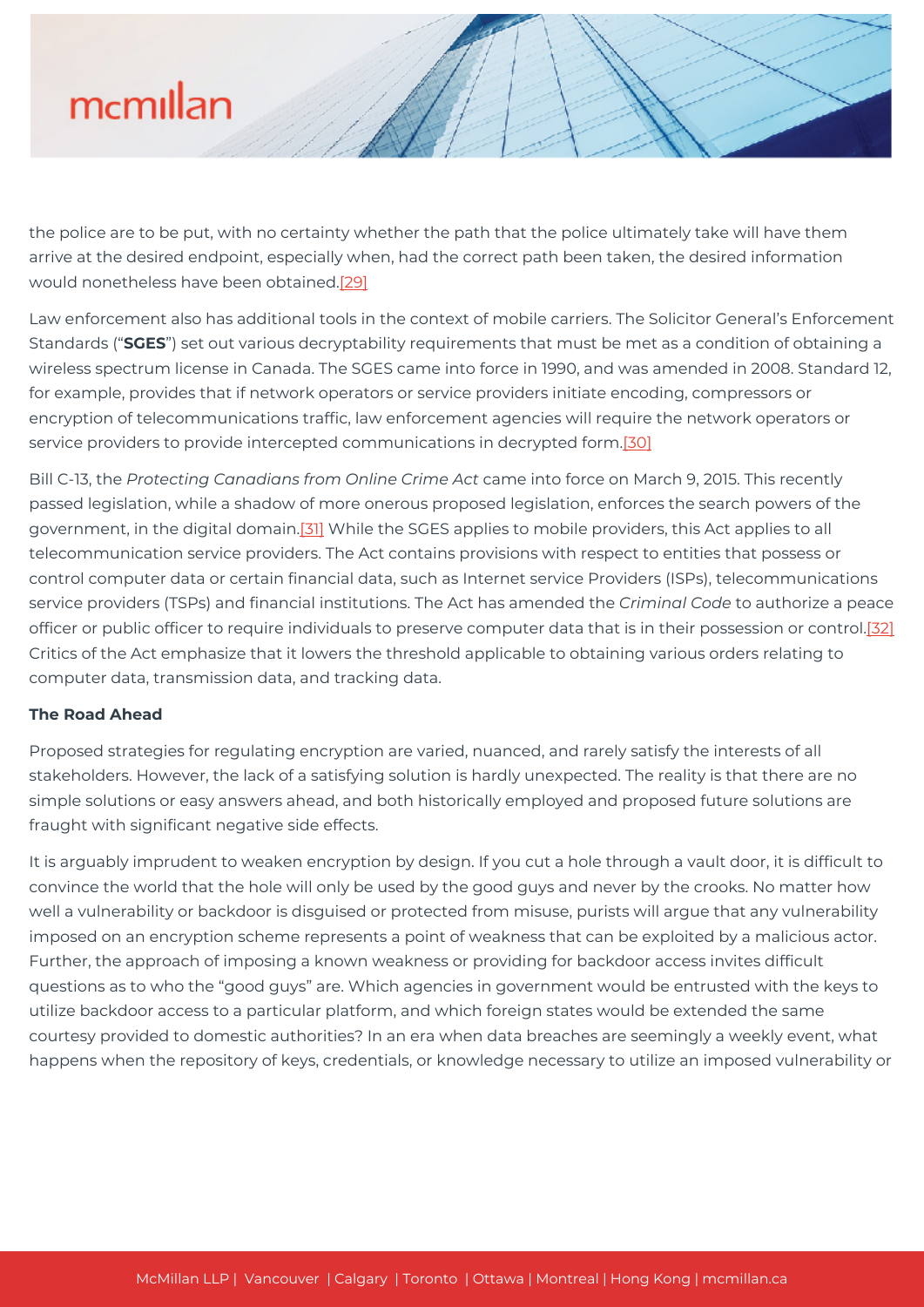the police are to be put, with no certainty whether the path that the police ultimately take will have them arrive at the desired endpoint, especially when, had the correct path been taken, the desired information would nonetheless have been obtained.[29]

Law enforcement also has additional tools in the context of mobile carriers. The Solicitor General's Enforcement Standards ("**SGES**") set out various decryptability requirements that must be met as a condition of obtaining a wireless spectrum license in Canada. The SGES came into force in 1990, and was amended in 2008. Standard 12, for example, provides that if network operators or service providers initiate encoding, compressors or encryption of telecommunications traffic, law enforcement agencies will require the network operators or service providers to provide intercepted communications in decrypted form.[30]

Bill C-13, the *Protecting Canadians from Online Crime Act* came into force on March 9, 2015. This recently passed legislation, while a shadow of more onerous proposed legislation, enforces the search powers of the government, in the digital domain.[31] While the SGES applies to mobile providers, this Act applies to all telecommunication service providers. The Act contains provisions with respect to entities that possess or control computer data or certain financial data, such as Internet service Providers (ISPs), telecommunications service providers (TSPs) and financial institutions. The Act has amended the *Criminal Code* to authorize a peace officer or public officer to require individuals to preserve computer data that is in their possession or control.[32] Critics of the Act emphasize that it lowers the threshold applicable to obtaining various orders relating to computer data, transmission data, and tracking data.

**The Road Ahead**

Proposed strategies for regulating encryption are varied, nuanced, and rarely satisfy the interests of all stakeholders. However, the lack of a satisfying solution is hardly unexpected. The reality is that there are no simple solutions or easy answers ahead, and both historically employed and proposed future solutions are fraught with significant negative side effects.

It is arguably imprudent to weaken encryption by design. If you cut a hole through a vault door, it is difficult to convince the world that the hole will only be used by the good guys and never by the crooks. No matter how well a vulnerability or backdoor is disguised or protected from misuse, purists will argue that any vulnerability imposed on an encryption scheme represents a point of weakness that can be exploited by a malicious actor. Further, the approach of imposing a known weakness or providing for backdoor access invites difficult questions as to who the "good guys" are. Which agencies in government would be entrusted with the keys to utilize backdoor access to a particular platform, and which foreign states would be extended the same courtesy provided to domestic authorities? In an era when data breaches are seemingly a weekly event, what happens when the repository of keys, credentials, or knowledge necessary to utilize an imposed vulnerability or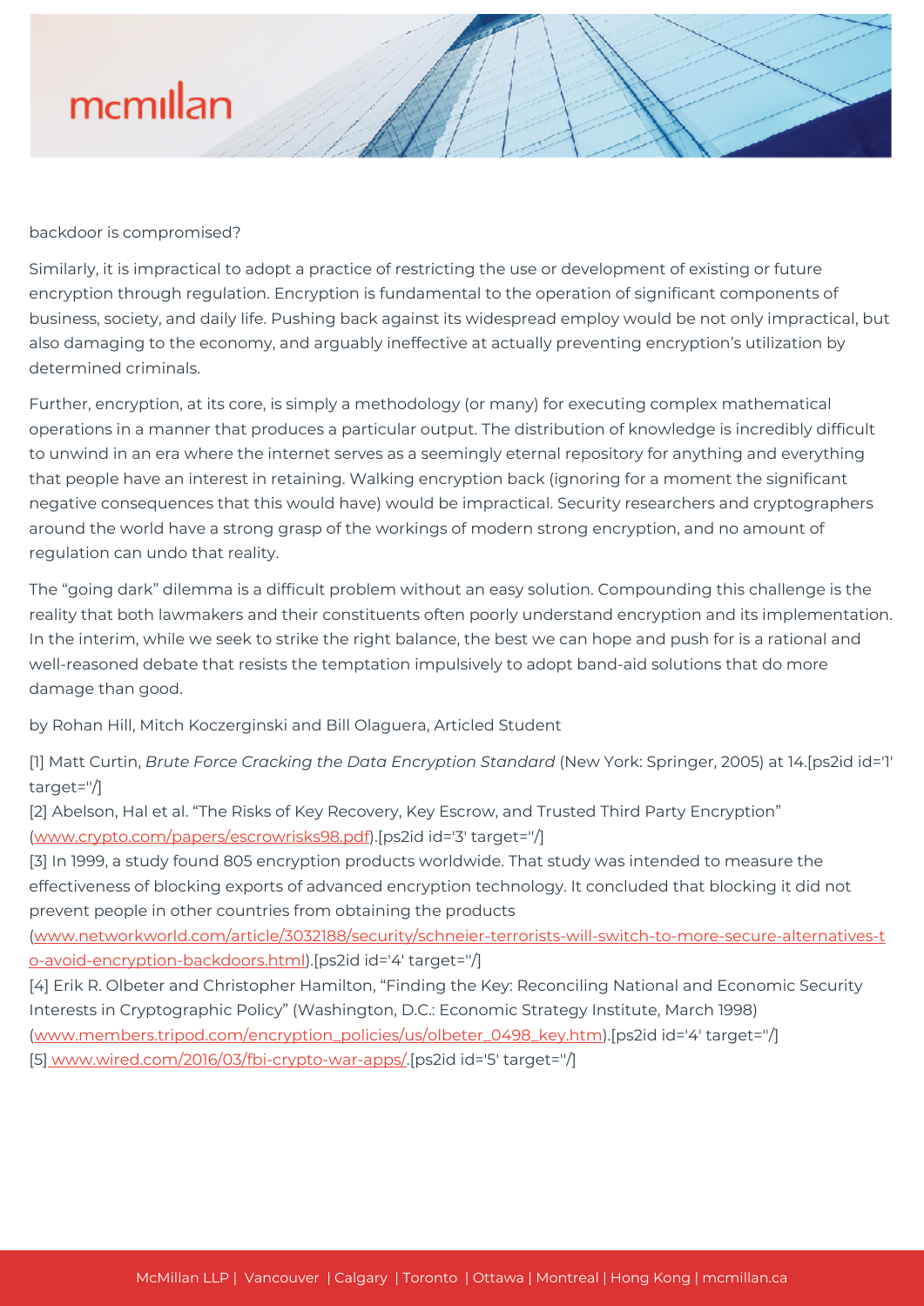backdoor is compromised?

Similarly, it is impractical to adopt a practice of restricting the use or development of existing or future encryption through regulation. Encryption is fundamental to the operation of significant components of business, society, and daily life. Pushing back against its widespread employ would be not only impractical, but also damaging to the economy, and arguably ineffective at actually preventing encryption's utilization by determined criminals.

Further, encryption, at its core, is simply a methodology (or many) for executing complex mathematical operations in a manner that produces a particular output. The distribution of knowledge is incredibly difficult to unwind in an era where the internet serves as a seemingly eternal repository for anything and everything that people have an interest in retaining. Walking encryption back (ignoring for a moment the significant negative consequences that this would have) would be impractical. Security researchers and cryptographers around the world have a strong grasp of the workings of modern strong encryption, and no amount of regulation can undo that reality.

The "going dark" dilemma is a difficult problem without an easy solution. Compounding this challenge is the reality that both lawmakers and their constituents often poorly understand encryption and its implementation. In the interim, while we seek to strike the right balance, the best we can hope and push for is a rational and well-reasoned debate that resists the temptation impulsively to adopt band-aid solutions that do more damage than good.

by Rohan Hill, Mitch Koczerginski and Bill Olaguera, Articled Student

[1] Matt Curtin, *Brute Force Cracking the Data Encryption Standard* (New York: Springer, 2005) at 14.[ps2id id='1' target=''/]
[2] Abelson, Hal et al. "The Risks of Key Recovery, Key Escrow, and Trusted Third Party Encryption" (www.crypto.com/papers/escrowrisks98.pdf).[ps2id id='3' target=''/]
[3] In 1999, a study found 805 encryption products worldwide. That study was intended to measure the effectiveness of blocking exports of advanced encryption technology. It concluded that blocking it did not prevent people in other countries from obtaining the products (www.networkworld.com/article/3032188/security/schneier-terrorists-will-switch-to-more-secure-alternatives-to-avoid-encryption-backdoors.html).[ps2id id='4' target=''/]
[4] Erik R. Olbeter and Christopher Hamilton, "Finding the Key: Reconciling National and Economic Security Interests in Cryptographic Policy" (Washington, D.C.: Economic Strategy Institute, March 1998) (www.members.tripod.com/encryption_policies/us/olbeter_0498_key.htm).[ps2id id='4' target=''/]
[5] www.wired.com/2016/03/fbi-crypto-war-apps/.[ps2id id='5' target=''/]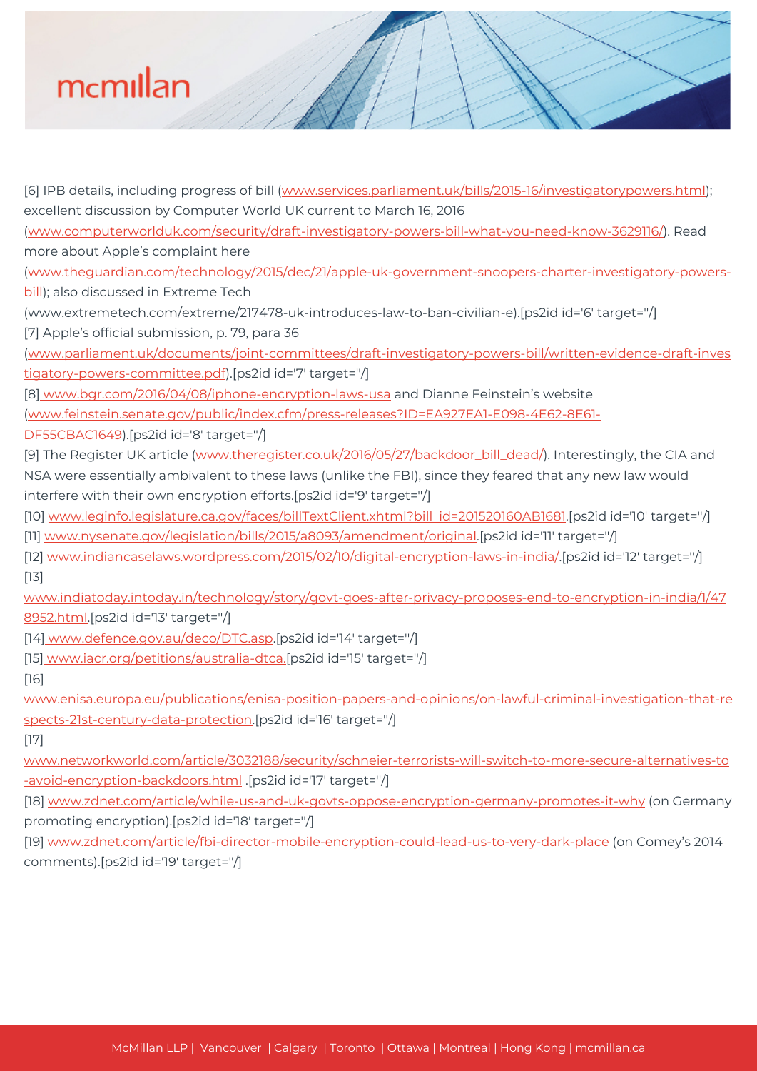[6] IPB details, including progress of bill (www.services.parliament.uk/bills/2015-16/investigatorypowers.html); excellent discussion by Computer World UK current to March 16, 2016 (www.computerworlduk.com/security/draft-investigatory-powers-bill-what-you-need-know-3629116/). Read more about Apple's complaint here (www.theguardian.com/technology/2015/dec/21/apple-uk-government-snoopers-charter-investigatory-powers-bill); also discussed in Extreme Tech (www.extremetech.com/extreme/217478-uk-introduces-law-to-ban-civilian-e).[ps2id id='6' target=''/]

[7] Apple's official submission, p. 79, para 36 (www.parliament.uk/documents/joint-committees/draft-investigatory-powers-bill/written-evidence-draft-investigatory-powers-committee.pdf).[ps2id id='7' target=''/]

[8] www.bgr.com/2016/04/08/iphone-encryption-laws-usa and Dianne Feinstein's website (www.feinstein.senate.gov/public/index.cfm/press-releases?ID=EA927EA1-E098-4E62-8E61-DF55CBAC1649).[ps2id id='8' target=''/]

[9] The Register UK article (www.theregister.co.uk/2016/05/27/backdoor_bill_dead/). Interestingly, the CIA and NSA were essentially ambivalent to these laws (unlike the FBI), since they feared that any new law would interfere with their own encryption efforts.[ps2id id='9' target=''/]

[10] www.leginfo.legislature.ca.gov/faces/billTextClient.xhtml?bill_id=201520160AB1681.[ps2id id='10' target=''/]

[11] www.nysenate.gov/legislation/bills/2015/a8093/amendment/original.[ps2id id='11' target=''/]

[12] www.indiancaselaws.wordpress.com/2015/02/10/digital-encryption-laws-in-india/.[ps2id id='12' target=''/]

[13] www.indiatoday.intoday.in/technology/story/govt-goes-after-privacy-proposes-end-to-encryption-in-india/1/478952.html.[ps2id id='13' target=''/]

[14] www.defence.gov.au/deco/DTC.asp.[ps2id id='14' target=''/]

[15] www.iacr.org/petitions/australia-dtca.[ps2id id='15' target=''/]

[16] www.enisa.europa.eu/publications/enisa-position-papers-and-opinions/on-lawful-criminal-investigation-that-respects-21st-century-data-protection.[ps2id id='16' target=''/]

[17] www.networkworld.com/article/3032188/security/schneier-terrorists-will-switch-to-more-secure-alternatives-to-avoid-encryption-backdoors.html .[ps2id id='17' target=''/]

[18] www.zdnet.com/article/while-us-and-uk-govts-oppose-encryption-germany-promotes-it-why (on Germany promoting encryption).[ps2id id='18' target=''/]

[19] www.zdnet.com/article/fbi-director-mobile-encryption-could-lead-us-to-very-dark-place (on Comey's 2014 comments).[ps2id id='19' target=''/]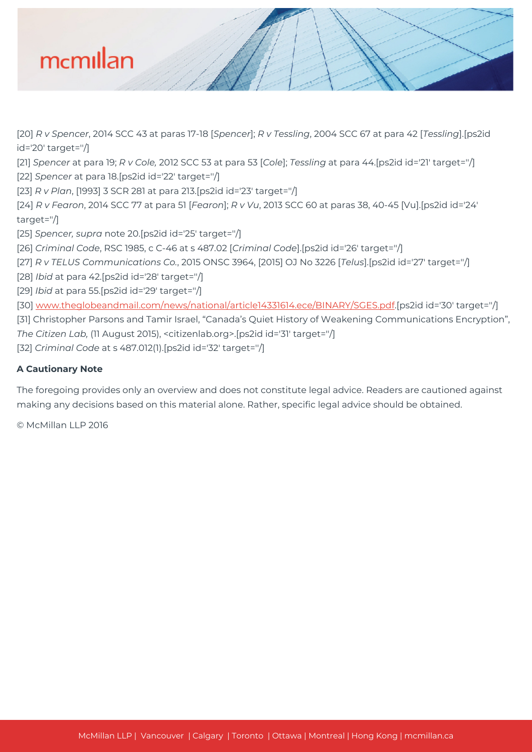[20] *R v Spencer*, 2014 SCC 43 at paras 17-18 [*Spencer*]; *R v Tessling*, 2004 SCC 67 at para 42 [*Tessling*].[ps2id id='20' target=''/]

[21] *Spencer* at para 19; *R v Cole,* 2012 SCC 53 at para 53 [*Cole*]; *Tessling* at para 44.[ps2id id='21' target=''/]

[22] *Spencer* at para 18.[ps2id id='22' target=''/]

[23] *R v Plan*, [1993] 3 SCR 281 at para 213.[ps2id id='23' target=''/]

[24] *R v Fearon*, 2014 SCC 77 at para 51 [*Fearon*]; *R v Vu*, 2013 SCC 60 at paras 38, 40-45 [Vu].[ps2id id='24' target=''/]

[25] *Spencer, supra* note 20.[ps2id id='25' target=''/]

[26] *Criminal Code*, RSC 1985, c C-46 at s 487.02 [*Criminal Code*].[ps2id id='26' target=''/]

[27] *R v TELUS Communications Co.*, 2015 ONSC 3964, [2015] OJ No 3226 [*Telus*].[ps2id id='27' target=''/]

[28] *Ibid* at para 42.[ps2id id='28' target=''/]

[29] *Ibid* at para 55.[ps2id id='29' target=''/]

[30] www.theglobeandmail.com/news/national/article14331614.ece/BINARY/SGES.pdf.[ps2id id='30' target=''/]

[31] Christopher Parsons and Tamir Israel, "Canada's Quiet History of Weakening Communications Encryption", *The Citizen Lab,* (11 August 2015), <citizenlab.org>.[ps2id id='31' target=''/]

[32] *Criminal Code* at s 487.012(1).[ps2id id='32' target=''/]

**A Cautionary Note**

The foregoing provides only an overview and does not constitute legal advice. Readers are cautioned against making any decisions based on this material alone. Rather, specific legal advice should be obtained.

© McMillan LLP 2016